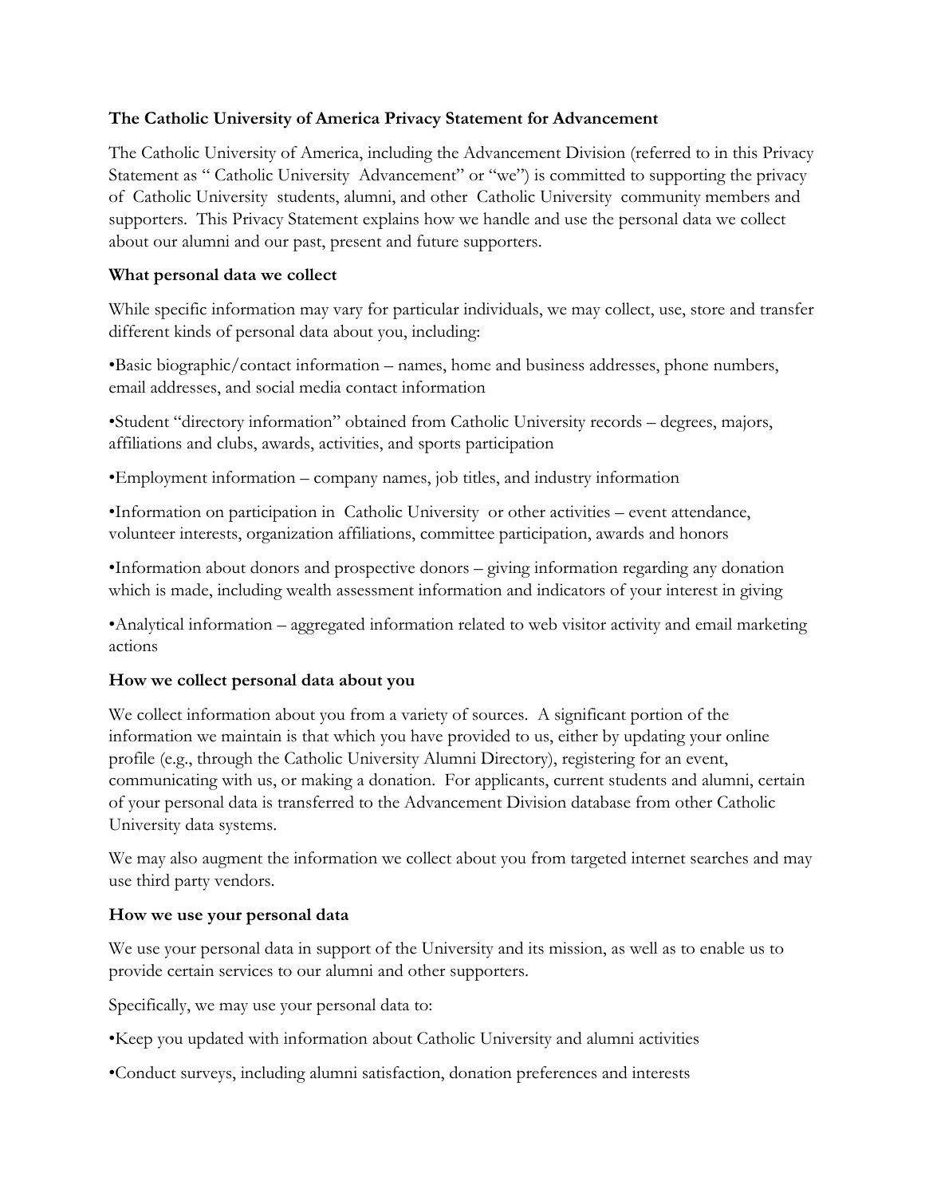**The Catholic University of America Privacy Statement for Advancement**

The Catholic University of America, including the Advancement Division (referred to in this Privacy Statement as " Catholic University Advancement" or "we") is committed to supporting the privacy of Catholic University students, alumni, and other Catholic University community members and supporters. This Privacy Statement explains how we handle and use the personal data we collect about our alumni and our past, present and future supporters.

**What personal data we collect**

While specific information may vary for particular individuals, we may collect, use, store and transfer different kinds of personal data about you, including:

•Basic biographic/contact information – names, home and business addresses, phone numbers, email addresses, and social media contact information

•Student "directory information" obtained from Catholic University records – degrees, majors, affiliations and clubs, awards, activities, and sports participation

•Employment information – company names, job titles, and industry information

•Information on participation in Catholic University or other activities – event attendance, volunteer interests, organization affiliations, committee participation, awards and honors

•Information about donors and prospective donors – giving information regarding any donation which is made, including wealth assessment information and indicators of your interest in giving

•Analytical information – aggregated information related to web visitor activity and email marketing actions

**How we collect personal data about you**

We collect information about you from a variety of sources. A significant portion of the information we maintain is that which you have provided to us, either by updating your online profile (e.g., through the Catholic University Alumni Directory), registering for an event, communicating with us, or making a donation. For applicants, current students and alumni, certain of your personal data is transferred to the Advancement Division database from other Catholic University data systems.

We may also augment the information we collect about you from targeted internet searches and may use third party vendors.

**How we use your personal data**

We use your personal data in support of the University and its mission, as well as to enable us to provide certain services to our alumni and other supporters.

Specifically, we may use your personal data to:

•Keep you updated with information about Catholic University and alumni activities

•Conduct surveys, including alumni satisfaction, donation preferences and interests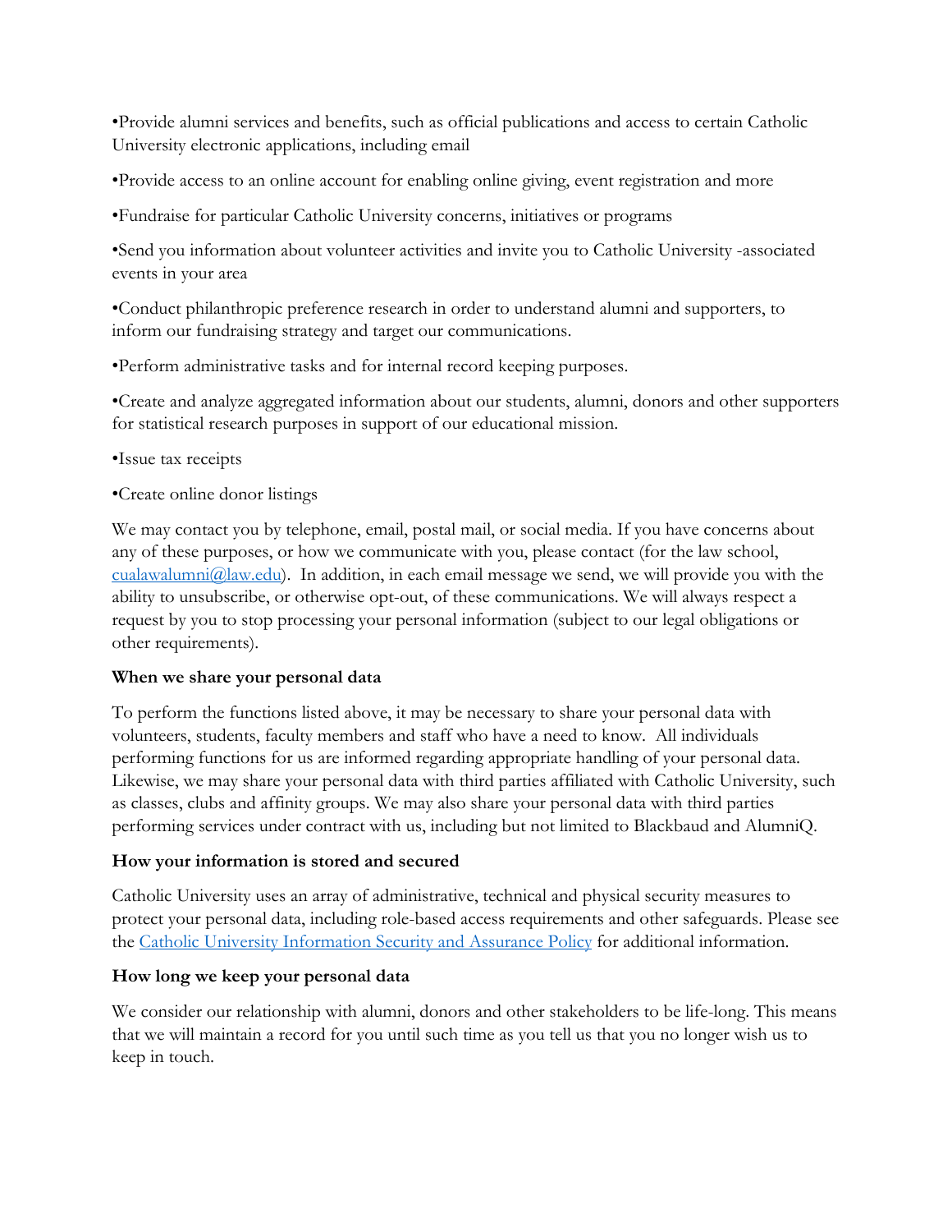•Provide alumni services and benefits, such as official publications and access to certain Catholic University electronic applications, including email

•Provide access to an online account for enabling online giving, event registration and more

•Fundraise for particular Catholic University concerns, initiatives or programs

•Send you information about volunteer activities and invite you to Catholic University -associated events in your area

•Conduct philanthropic preference research in order to understand alumni and supporters, to inform our fundraising strategy and target our communications.

•Perform administrative tasks and for internal record keeping purposes.

•Create and analyze aggregated information about our students, alumni, donors and other supporters for statistical research purposes in support of our educational mission.

•Issue tax receipts

•Create online donor listings

We may contact you by telephone, email, postal mail, or social media. If you have concerns about any of these purposes, or how we communicate with you, please contact (for the law school, [cualawalumni@law.edu](mailto:cualawalumni@law.edu)). In addition, in each email message we send, we will provide you with the ability to unsubscribe, or otherwise opt-out, of these communications. We will always respect a request by you to stop processing your personal information (subject to our legal obligations or other requirements).

**When we share your personal data**

To perform the functions listed above, it may be necessary to share your personal data with volunteers, students, faculty members and staff who have a need to know. All individuals performing functions for us are informed regarding appropriate handling of your personal data. Likewise, we may share your personal data with third parties affiliated with Catholic University, such as classes, clubs and affinity groups. We may also share your personal data with third parties performing services under contract with us, including but not limited to Blackbaud and AlumniQ.

**How your information is stored and secured**

Catholic University uses an array of administrative, technical and physical security measures to protect your personal data, including role-based access requirements and other safeguards. Please see the Catholic University Information Security and Assurance Policy for additional information.

**How long we keep your personal data**

We consider our relationship with alumni, donors and other stakeholders to be life-long. This means that we will maintain a record for you until such time as you tell us that you no longer wish us to keep in touch.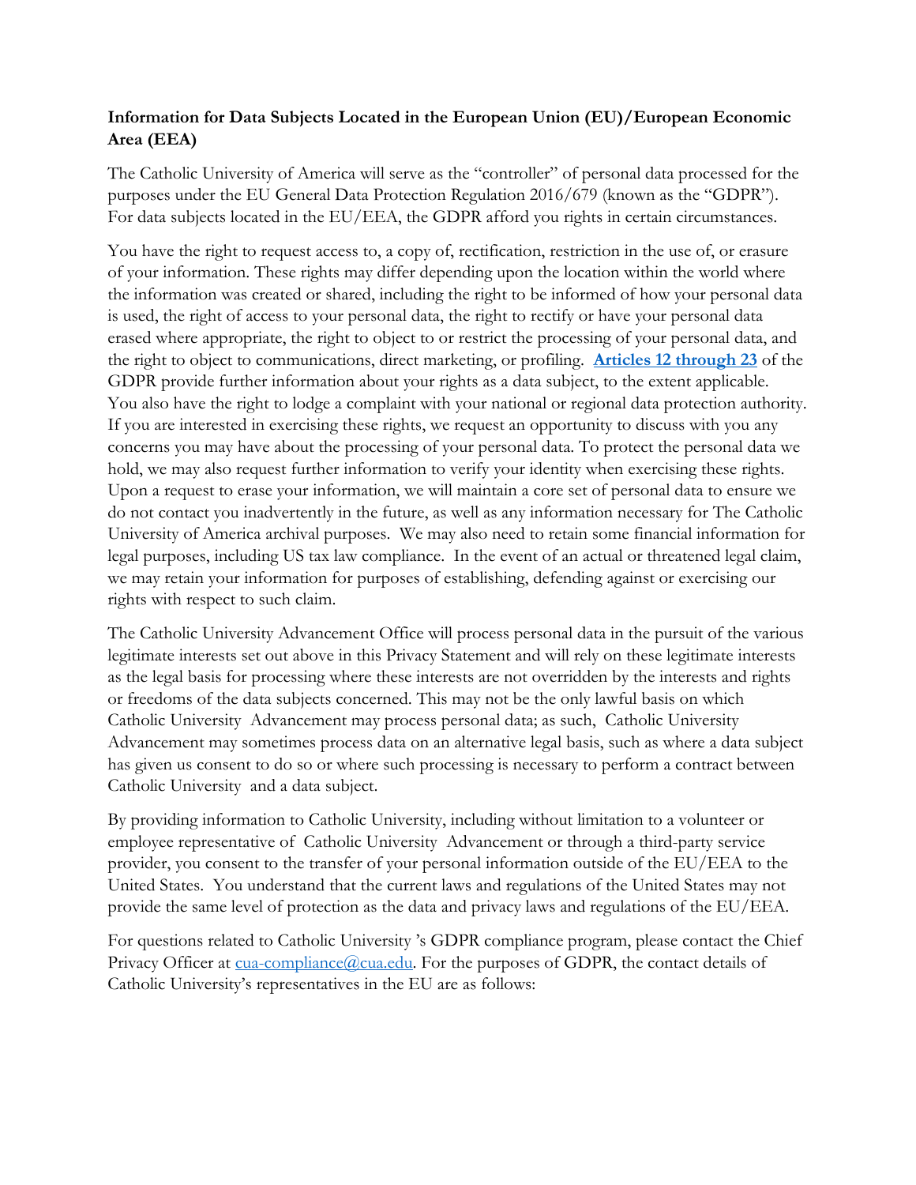**Information for Data Subjects Located in the European Union (EU)/European Economic Area (EEA)**

The Catholic University of America will serve as the "controller" of personal data processed for the purposes under the EU General Data Protection Regulation 2016/679 (known as the "GDPR"). For data subjects located in the EU/EEA, the GDPR afford you rights in certain circumstances.

You have the right to request access to, a copy of, rectification, restriction in the use of, or erasure of your information. These rights may differ depending upon the location within the world where the information was created or shared, including the right to be informed of how your personal data is used, the right of access to your personal data, the right to rectify or have your personal data erased where appropriate, the right to object to or restrict the processing of your personal data, and the right to object to communications, direct marketing, or profiling. **Articles 12 through 23** of the GDPR provide further information about your rights as a data subject, to the extent applicable. You also have the right to lodge a complaint with your national or regional data protection authority. If you are interested in exercising these rights, we request an opportunity to discuss with you any concerns you may have about the processing of your personal data. To protect the personal data we hold, we may also request further information to verify your identity when exercising these rights. Upon a request to erase your information, we will maintain a core set of personal data to ensure we do not contact you inadvertently in the future, as well as any information necessary for The Catholic University of America archival purposes. We may also need to retain some financial information for legal purposes, including US tax law compliance. In the event of an actual or threatened legal claim, we may retain your information for purposes of establishing, defending against or exercising our rights with respect to such claim.

The Catholic University Advancement Office will process personal data in the pursuit of the various legitimate interests set out above in this Privacy Statement and will rely on these legitimate interests as the legal basis for processing where these interests are not overridden by the interests and rights or freedoms of the data subjects concerned. This may not be the only lawful basis on which Catholic University Advancement may process personal data; as such, Catholic University Advancement may sometimes process data on an alternative legal basis, such as where a data subject has given us consent to do so or where such processing is necessary to perform a contract between Catholic University and a data subject.

By providing information to Catholic University, including without limitation to a volunteer or employee representative of Catholic University Advancement or through a third-party service provider, you consent to the transfer of your personal information outside of the EU/EEA to the United States. You understand that the current laws and regulations of the United States may not provide the same level of protection as the data and privacy laws and regulations of the EU/EEA.

For questions related to Catholic University 's GDPR compliance program, please contact the Chief Privacy Officer at cua-compliance@cua.edu. For the purposes of GDPR, the contact details of Catholic University's representatives in the EU are as follows: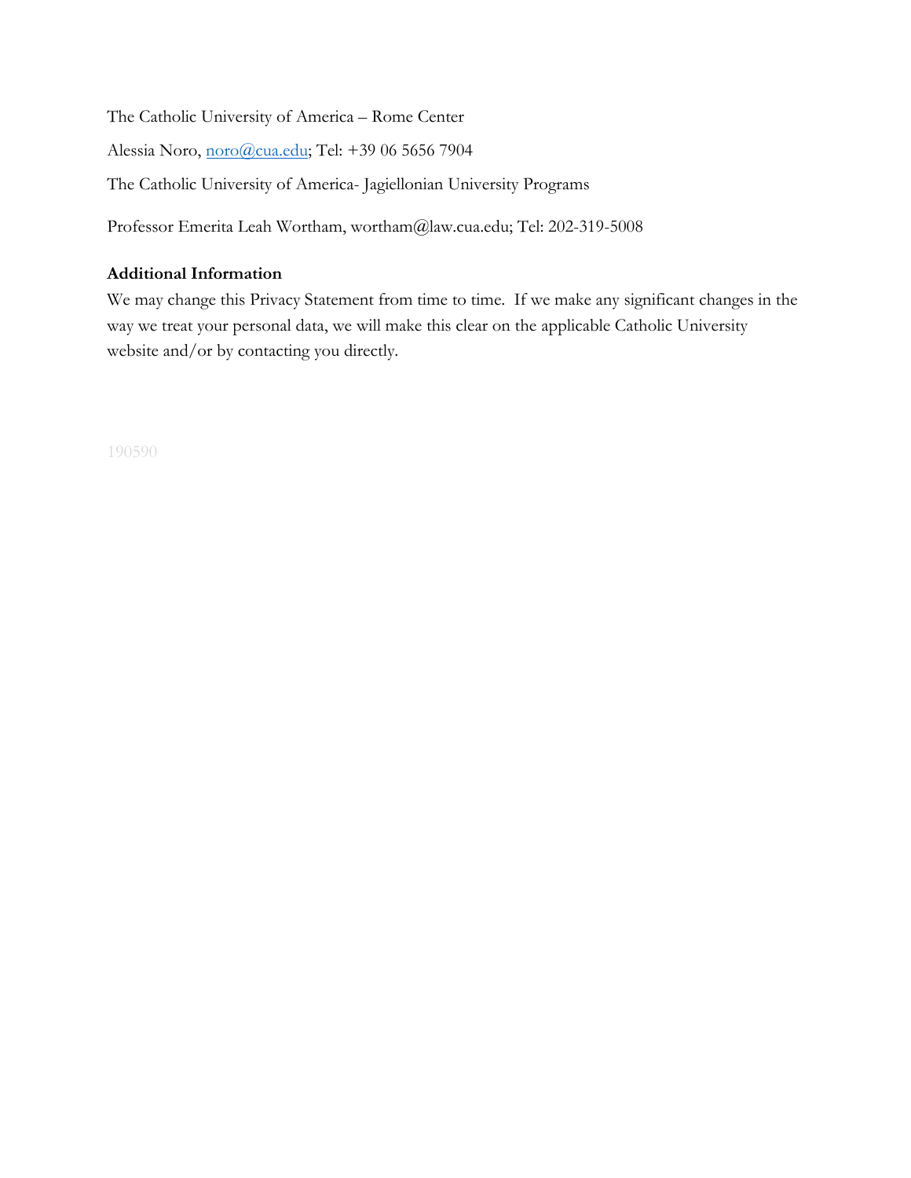The Catholic University of America – Rome Center

Alessia Noro, noro@cua.edu; Tel: +39 06 5656 7904

The Catholic University of America- Jagiellonian University Programs

Professor Emerita Leah Wortham, wortham@law.cua.edu; Tel: 202-319-5008

**Additional Information**

We may change this Privacy Statement from time to time. If we make any significant changes in the way we treat your personal data, we will make this clear on the applicable Catholic University website and/or by contacting you directly.

190590